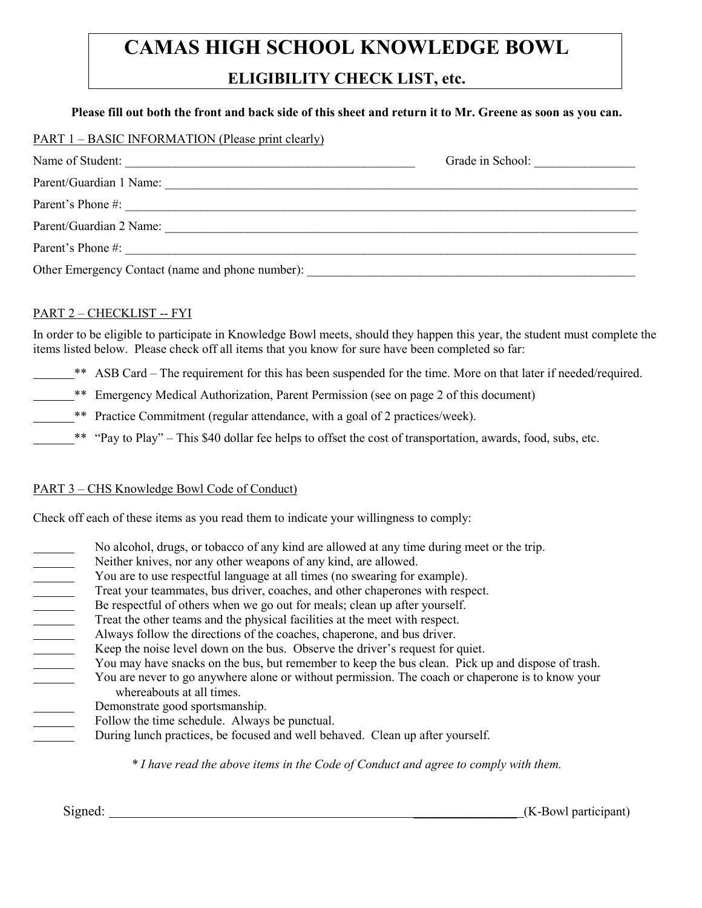# CAMAS HIGH SCHOOL KNOWLEDGE BOWL

## ELIGIBILITY CHECK LIST, etc.

**Please fill out both the front and back side of this sheet and return it to Mr. Greene as soon as you can.**

PART 1 – BASIC INFORMATION (Please print clearly)

Name of Student: ______________________________________________ Grade in School: ________________

Parent/Guardian 1 Name: ______________________________________________________________________

Parent's Phone #: ______________________________________________________________________________

Parent/Guardian 2 Name: ______________________________________________________________________

Parent's Phone #: ______________________________________________________________________________

Other Emergency Contact (name and phone number): ______________________________________________

PART 2 – CHECKLIST -- FYI

In order to be eligible to participate in Knowledge Bowl meets, should they happen this year, the student must complete the items listed below. Please check off all items that you know for sure have been completed so far:

_______** ASB Card – The requirement for this has been suspended for the time. More on that later if needed/required.

_______** Emergency Medical Authorization, Parent Permission (see on page 2 of this document)

_______** Practice Commitment (regular attendance, with a goal of 2 practices/week).

_______** "Pay to Play" – This $40 dollar fee helps to offset the cost of transportation, awards, food, subs, etc.

PART 3 – CHS Knowledge Bowl Code of Conduct)

Check off each of these items as you read them to indicate your willingness to comply:

_______ No alcohol, drugs, or tobacco of any kind are allowed at any time during meet or the trip.
_______ Neither knives, nor any other weapons of any kind, are allowed.
_______ You are to use respectful language at all times (no swearing for example).
_______ Treat your teammates, bus driver, coaches, and other chaperones with respect.
_______ Be respectful of others when we go out for meals; clean up after yourself.
_______ Treat the other teams and the physical facilities at the meet with respect.
_______ Always follow the directions of the coaches, chaperone, and bus driver.
_______ Keep the noise level down on the bus. Observe the driver's request for quiet.
_______ You may have snacks on the bus, but remember to keep the bus clean. Pick up and dispose of trash.
_______ You are never to go anywhere alone or without permission. The coach or chaperone is to know your whereabouts at all times.
_______ Demonstrate good sportsmanship.
_______ Follow the time schedule. Always be punctual.
_______ During lunch practices, be focused and well behaved. Clean up after yourself.

*\* I have read the above items in the Code of Conduct and agree to comply with them.*

Signed: ________________________________________________________________(K-Bowl participant)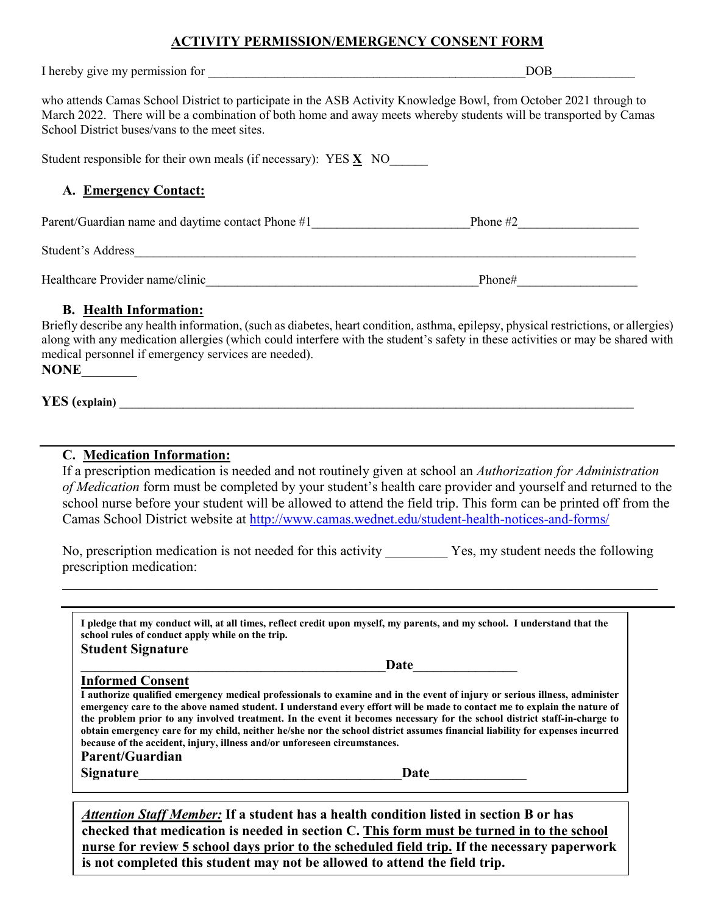## ACTIVITY PERMISSION/EMERGENCY CONSENT FORM

I hereby give my permission for ____________________________________________________DOB_____________

who attends Camas School District to participate in the ASB Activity Knowledge Bowl, from October 2021 through to March 2022. There will be a combination of both home and away meets whereby students will be transported by Camas School District buses/vans to the meet sites.

Student responsible for their own meals (if necessary): YES **X** NO______

### A. Emergency Contact:

Parent/Guardian name and daytime contact Phone #1_________________________Phone #2___________________

Student's Address_________________________________________________________________________________

Healthcare Provider name/clinic_____________________________________________Phone#___________________

### B. Health Information:

Briefly describe any health information, (such as diabetes, heart condition, asthma, epilepsy, physical restrictions, or allergies) along with any medication allergies (which could interfere with the student's safety in these activities or may be shared with medical personnel if emergency services are needed).

**NONE**________

**YES (explain)** ____________________________________________________________________________________

---

### C. Medication Information:

If a prescription medication is needed and not routinely given at school an *Authorization for Administration of Medication* form must be completed by your student's health care provider and yourself and returned to the school nurse before your student will be allowed to attend the field trip. This form can be printed off from the Camas School District website at http://www.camas.wednet.edu/student-health-notices-and-forms/

No, prescription medication is not needed for this activity _________ Yes, my student needs the following prescription medication:

_____________________________________________________________________________________________

---

**I pledge that my conduct will, at all times, reflect credit upon myself, my parents, and my school. I understand that the school rules of conduct apply while on the trip.**

**Student Signature**

**______________________________________________Date_______________**

**Informed Consent**

**I authorize qualified emergency medical professionals to examine and in the event of injury or serious illness, administer emergency care to the above named student. I understand every effort will be made to contact me to explain the nature of the problem prior to any involved treatment. In the event it becomes necessary for the school district staff-in-charge to obtain emergency care for my child, neither he/she nor the school district assumes financial liability for expenses incurred because of the accident, injury, illness and/or unforeseen circumstances.**

**Parent/Guardian**

**Signature_______________________________________Date______________**

***Attention Staff Member:*** **If a student has a health condition listed in section B or has checked that medication is needed in section C. This form must be turned in to the school nurse for review 5 school days prior to the scheduled field trip. If the necessary paperwork is not completed this student may not be allowed to attend the field trip.**